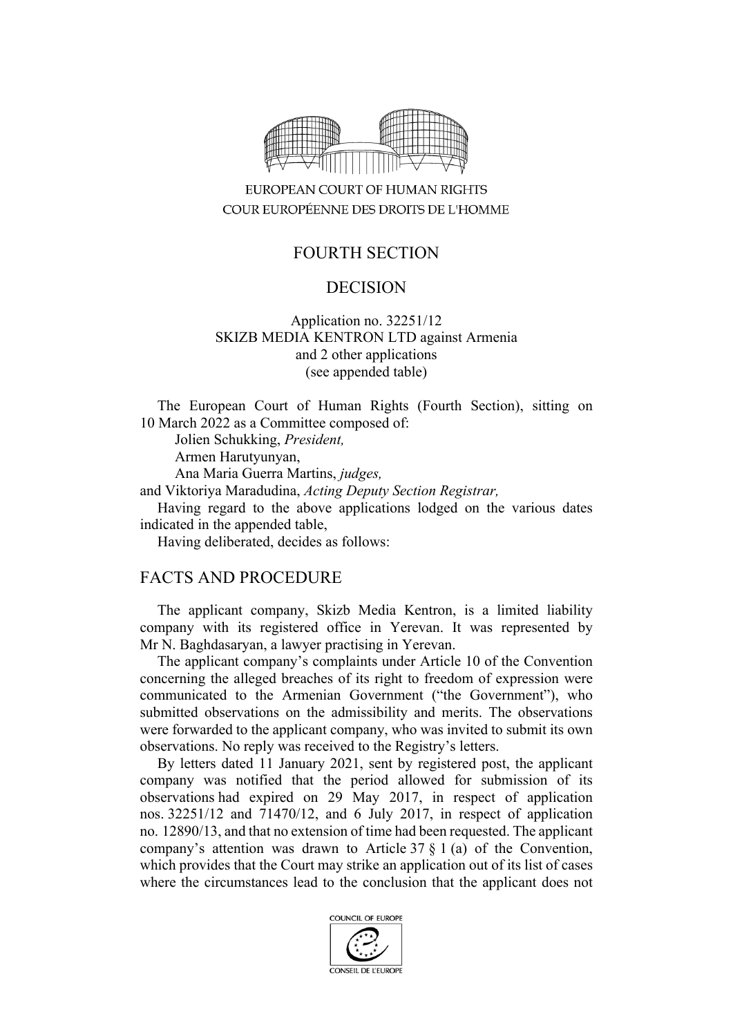EUROPEAN COURT OF HUMAN RIGHTS
COUR EUROPÉENNE DES DROITS DE L'HOMME

FOURTH SECTION

# DECISION

Application no. 32251/12
SKIZB MEDIA KENTRON LTD against Armenia
and 2 other applications
(see appended table)

The European Court of Human Rights (Fourth Section), sitting on 10 March 2022 as a Committee composed of:

Jolien Schukking, *President,*
Armen Harutyunyan,
Ana Maria Guerra Martins, *judges,*
and Viktoriya Maradudina, *Acting Deputy Section Registrar,*

Having regard to the above applications lodged on the various dates indicated in the appended table,

Having deliberated, decides as follows:

## FACTS AND PROCEDURE

The applicant company, Skizb Media Kentron, is a limited liability company with its registered office in Yerevan. It was represented by Mr N. Baghdasaryan, a lawyer practising in Yerevan.

The applicant company's complaints under Article 10 of the Convention concerning the alleged breaches of its right to freedom of expression were communicated to the Armenian Government ("the Government"), who submitted observations on the admissibility and merits. The observations were forwarded to the applicant company, who was invited to submit its own observations. No reply was received to the Registry's letters.

By letters dated 11 January 2021, sent by registered post, the applicant company was notified that the period allowed for submission of its observations had expired on 29 May 2017, in respect of application nos. 32251/12 and 71470/12, and 6 July 2017, in respect of application no. 12890/13, and that no extension of time had been requested. The applicant company's attention was drawn to Article 37 § 1 (a) of the Convention, which provides that the Court may strike an application out of its list of cases where the circumstances lead to the conclusion that the applicant does not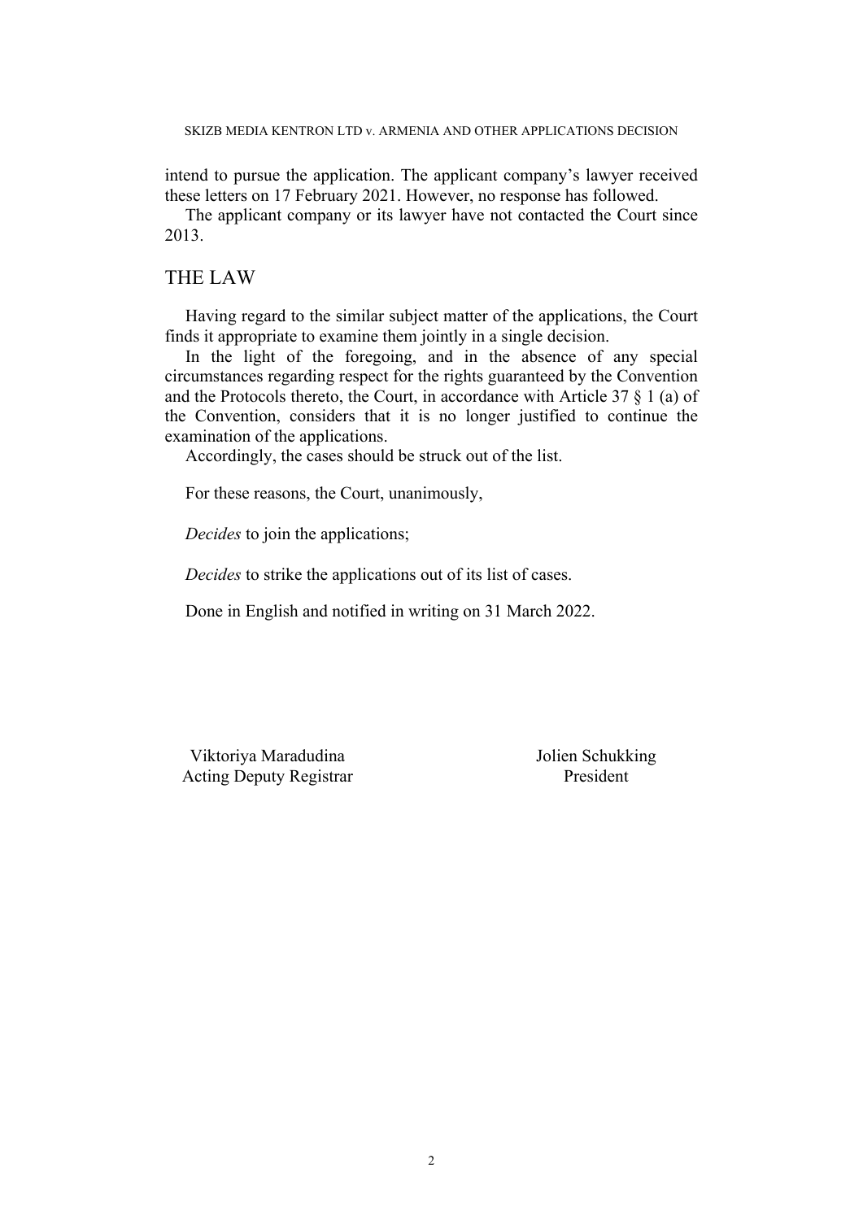intend to pursue the application. The applicant company's lawyer received these letters on 17 February 2021. However, no response has followed.

The applicant company or its lawyer have not contacted the Court since 2013.

## THE LAW

Having regard to the similar subject matter of the applications, the Court finds it appropriate to examine them jointly in a single decision.

In the light of the foregoing, and in the absence of any special circumstances regarding respect for the rights guaranteed by the Convention and the Protocols thereto, the Court, in accordance with Article 37 § 1 (a) of the Convention, considers that it is no longer justified to continue the examination of the applications.

Accordingly, the cases should be struck out of the list.

For these reasons, the Court, unanimously,

*Decides* to join the applications;

*Decides* to strike the applications out of its list of cases.

Done in English and notified in writing on 31 March 2022.

Viktoriya Maradudina
Acting Deputy Registrar

Jolien Schukking
President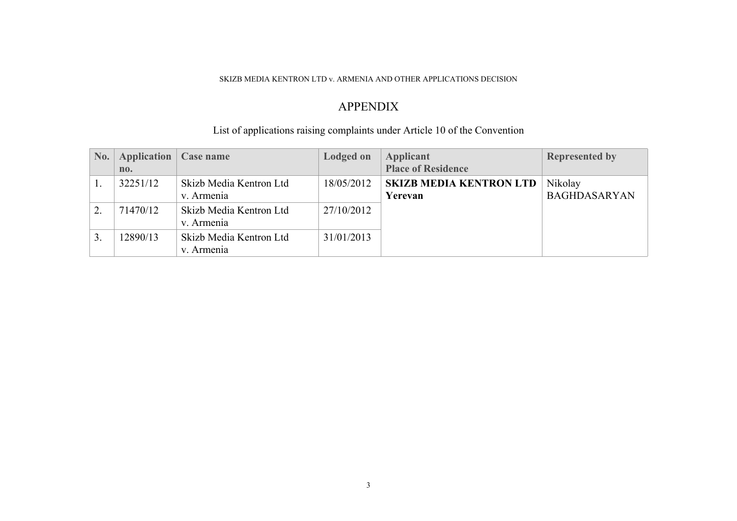# APPENDIX

List of applications raising complaints under Article 10 of the Convention

| No. | Application no. | Case name | Lodged on | Applicant Place of Residence | Represented by |
|---|---|---|---|---|---|
| 1. | 32251/12 | Skizb Media Kentron Ltd v. Armenia | 18/05/2012 | **SKIZB MEDIA KENTRON LTD Yerevan** | Nikolay BAGHDASARYAN |
| 2. | 71470/12 | Skizb Media Kentron Ltd v. Armenia | 27/10/2012 | | |
| 3. | 12890/13 | Skizb Media Kentron Ltd v. Armenia | 31/01/2013 | | |